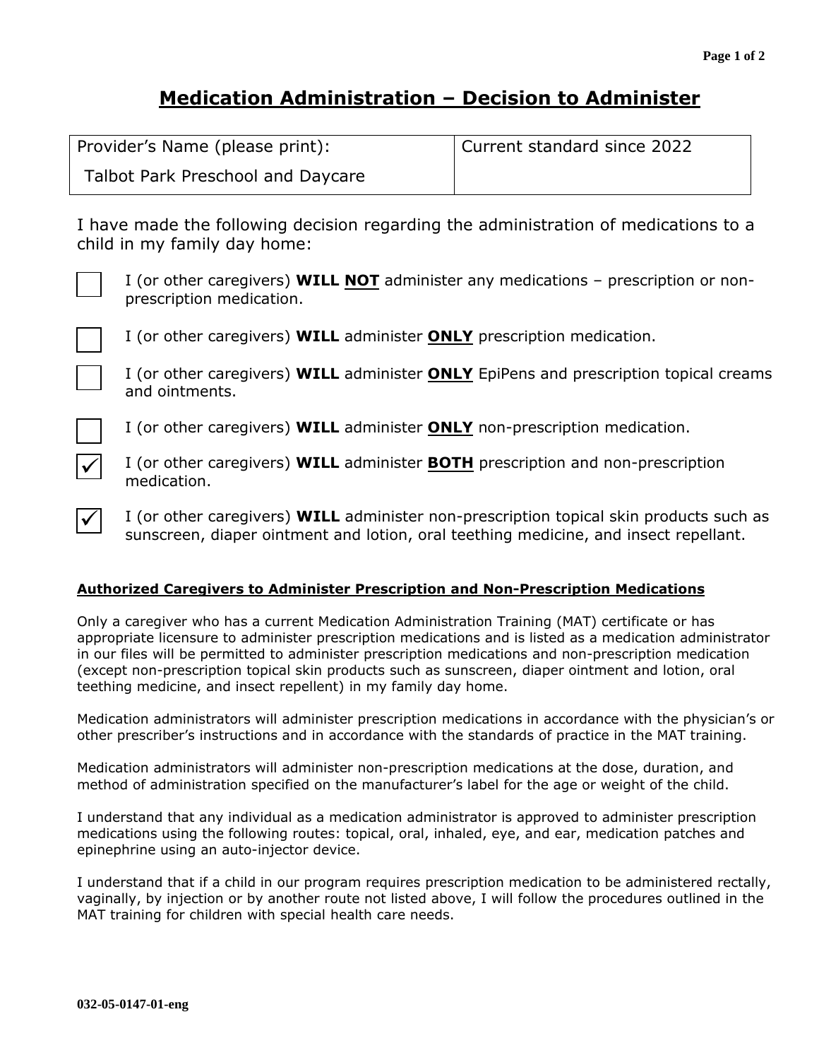# Medication Administration – Decision to Administer

| Provider's Name (please print): Talbot Park Preschool and Daycare | Current standard since 2022 |
|---|---|

I have made the following decision regarding the administration of medications to a child in my family day home:

- [ ] I (or other caregivers) **WILL NOT** administer any medications – prescription or non-prescription medication.
- [ ] I (or other caregivers) **WILL** administer **ONLY** prescription medication.
- [ ] I (or other caregivers) **WILL** administer **ONLY** EpiPens and prescription topical creams and ointments.
- [ ] I (or other caregivers) **WILL** administer **ONLY** non-prescription medication.
- [x] I (or other caregivers) **WILL** administer **BOTH** prescription and non-prescription medication.
- [x] I (or other caregivers) **WILL** administer non-prescription topical skin products such as sunscreen, diaper ointment and lotion, oral teething medicine, and insect repellant.

**Authorized Caregivers to Administer Prescription and Non-Prescription Medications**

Only a caregiver who has a current Medication Administration Training (MAT) certificate or has appropriate licensure to administer prescription medications and is listed as a medication administrator in our files will be permitted to administer prescription medications and non-prescription medication (except non-prescription topical skin products such as sunscreen, diaper ointment and lotion, oral teething medicine, and insect repellent) in my family day home.

Medication administrators will administer prescription medications in accordance with the physician's or other prescriber's instructions and in accordance with the standards of practice in the MAT training.

Medication administrators will administer non-prescription medications at the dose, duration, and method of administration specified on the manufacturer's label for the age or weight of the child.

I understand that any individual as a medication administrator is approved to administer prescription medications using the following routes: topical, oral, inhaled, eye, and ear, medication patches and epinephrine using an auto-injector device.

I understand that if a child in our program requires prescription medication to be administered rectally, vaginally, by injection or by another route not listed above, I will follow the procedures outlined in the MAT training for children with special health care needs.

032-05-0147-01-eng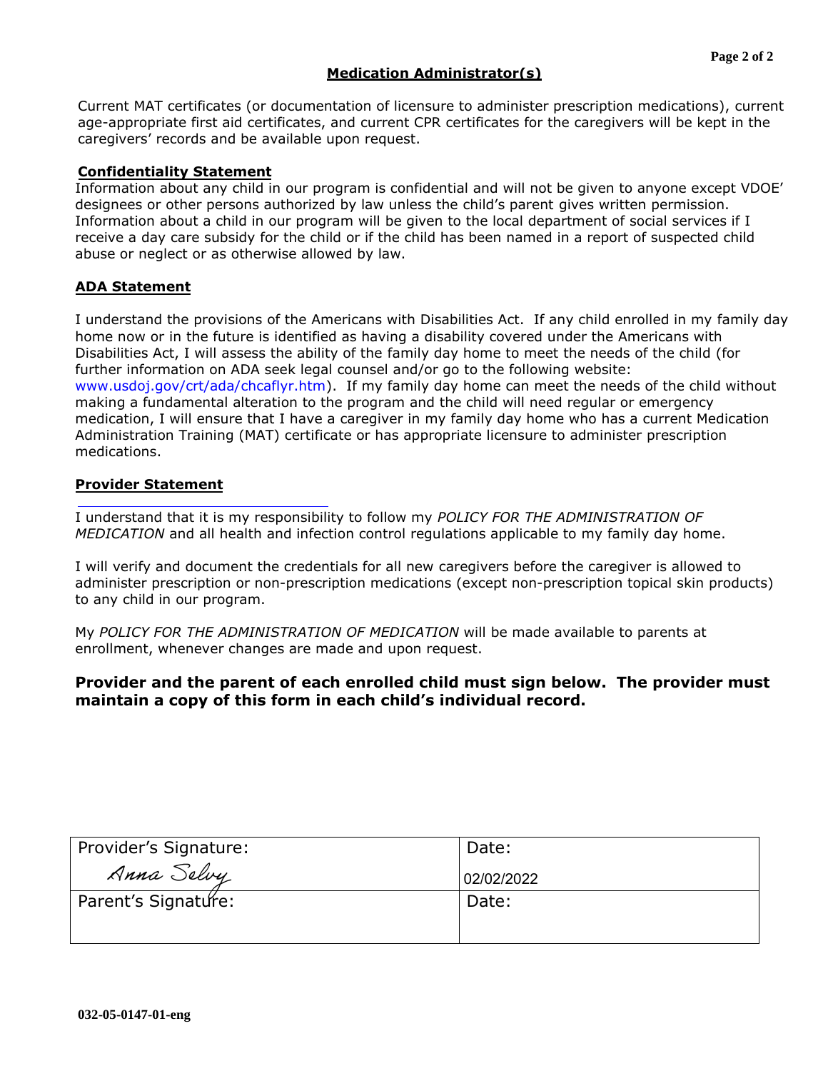## Medication Administrator(s)

Current MAT certificates (or documentation of licensure to administer prescription medications), current age-appropriate first aid certificates, and current CPR certificates for the caregivers will be kept in the caregivers' records and be available upon request.

**Confidentiality Statement**

Information about any child in our program is confidential and will not be given to anyone except VDOE' designees or other persons authorized by law unless the child's parent gives written permission. Information about a child in our program will be given to the local department of social services if I receive a day care subsidy for the child or if the child has been named in a report of suspected child abuse or neglect or as otherwise allowed by law.

**ADA Statement**

I understand the provisions of the Americans with Disabilities Act. If any child enrolled in my family day home now or in the future is identified as having a disability covered under the Americans with Disabilities Act, I will assess the ability of the family day home to meet the needs of the child (for further information on ADA seek legal counsel and/or go to the following website: www.usdoj.gov/crt/ada/chcaflyr.htm). If my family day home can meet the needs of the child without making a fundamental alteration to the program and the child will need regular or emergency medication, I will ensure that I have a caregiver in my family day home who has a current Medication Administration Training (MAT) certificate or has appropriate licensure to administer prescription medications.

**Provider Statement**

I understand that it is my responsibility to follow my *POLICY FOR THE ADMINISTRATION OF MEDICATION* and all health and infection control regulations applicable to my family day home.

I will verify and document the credentials for all new caregivers before the caregiver is allowed to administer prescription or non-prescription medications (except non-prescription topical skin products) to any child in our program.

My *POLICY FOR THE ADMINISTRATION OF MEDICATION* will be made available to parents at enrollment, whenever changes are made and upon request.

**Provider and the parent of each enrolled child must sign below. The provider must maintain a copy of this form in each child's individual record.**

| | |
|---|---|
| Provider's Signature: Anna Selvy | Date: 02/02/2022 |
| Parent's Signature: | Date: |

032-05-0147-01-eng